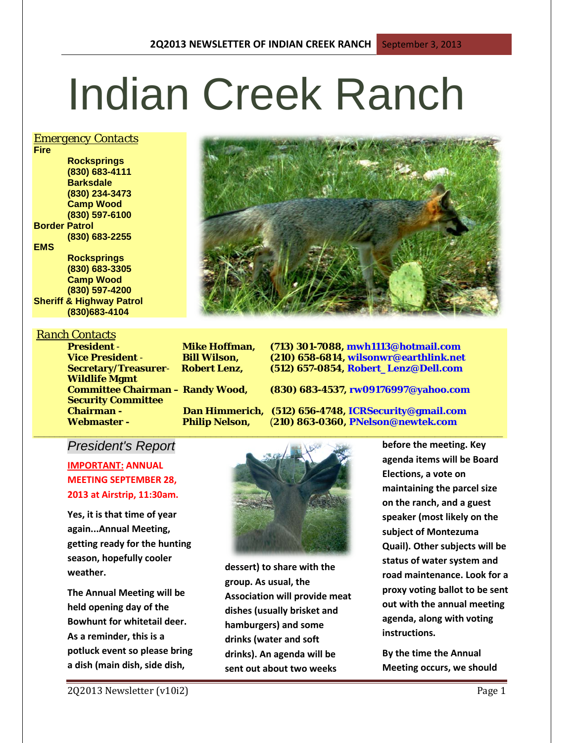# Indian Creek Ranch

*Emergency Contacts*

**Fire**

- **Rocksprings (830) 683-4111**
- **Barksdale (830) 234-3473**
- **Camp Wood (830) 597-6100**

**Border Patrol**

- **(830) 683-2255**

**EMS**

- **Rocksprings (830) 683-3305**
- **Camp Wood (830) 597-4200**

**Sheriff & Highway Patrol**

- **(830)683-4104**

*Ranch Contacts*

| Role | Name | Contact |
|---|---|---|
| **President -** | **Mike Hoffman,** | **(713) 301-7088, mwh1113@hotmail.com** |
| **Vice President -** | **Bill Wilson,** | **(210) 658-6814, wilsonwr@earthlink.net** |
| **Secretary/Treasurer-** | **Robert Lenz,** | **(512) 657-0854, Robert_Lenz@Dell.com** |
| **Wildlife Mgmt Committee Chairman –** | **Randy Wood,** | **(830) 683-4537, rw09176997@yahoo.com** |
| **Security Committee Chairman -** | **Dan Himmerich,** | **(512) 656-4748, ICRSecurity@gmail.com** |
| **Webmaster -** | **Philip Nelson,** | **(210) 863-0360, PNelson@newtek.com** |

## *President's Report*

**IMPORTANT: ANNUAL MEETING SEPTEMBER 28, 2013 at Airstrip, 11:30am.**

**Yes, it is that time of year again...Annual Meeting, getting ready for the hunting season, hopefully cooler weather.**

**The Annual Meeting will be held opening day of the Bowhunt for whitetail deer. As a reminder, this is a potluck event so please bring a dish (main dish, side dish, dessert) to share with the group. As usual, the Association will provide meat dishes (usually brisket and hamburgers) and some drinks (water and soft drinks). An agenda will be sent out about two weeks before the meeting. Key agenda items will be Board Elections, a vote on maintaining the parcel size on the ranch, and a guest speaker (most likely on the subject of Montezuma Quail). Other subjects will be status of water system and road maintenance. Look for a proxy voting ballot to be sent out with the annual meeting agenda, along with voting instructions.**

**By the time the Annual Meeting occurs, we should**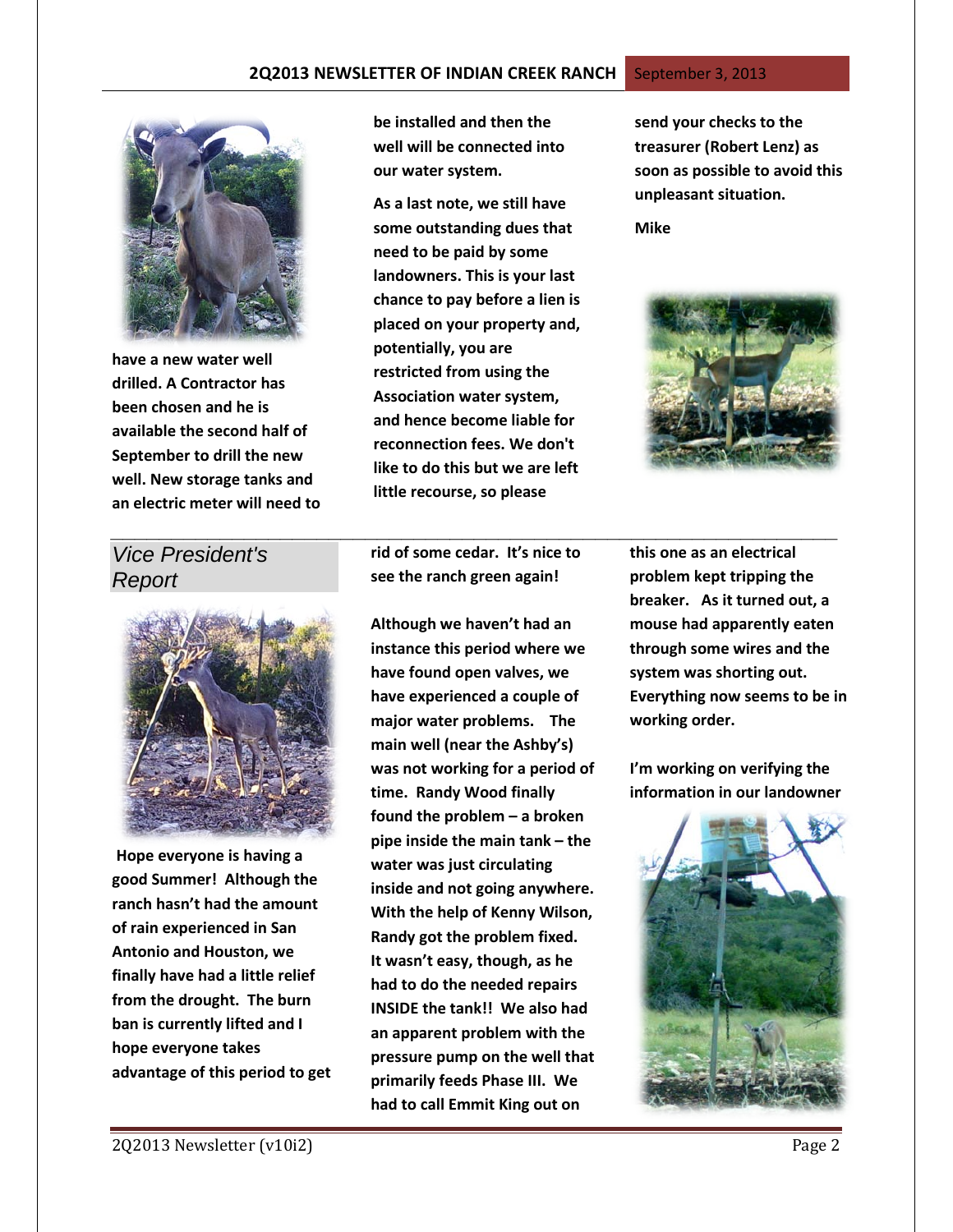have a new water well drilled. A Contractor has been chosen and he is available the second half of September to drill the new well. New storage tanks and an electric meter will need to be installed and then the well will be connected into our water system.

As a last note, we still have some outstanding dues that need to be paid by some landowners. This is your last chance to pay before a lien is placed on your property and, potentially, you are restricted from using the Association water system, and hence become liable for reconnection fees. We don't like to do this but we are left little recourse, so please send your checks to the treasurer (Robert Lenz) as soon as possible to avoid this unpleasant situation.

Mike

## Vice President's Report

Hope everyone is having a good Summer! Although the ranch hasn't had the amount of rain experienced in San Antonio and Houston, we finally have had a little relief from the drought. The burn ban is currently lifted and I hope everyone takes advantage of this period to get rid of some cedar. It's nice to see the ranch green again!

Although we haven't had an instance this period where we have found open valves, we have experienced a couple of major water problems. The main well (near the Ashby's) was not working for a period of time. Randy Wood finally found the problem – a broken pipe inside the main tank – the water was just circulating inside and not going anywhere. With the help of Kenny Wilson, Randy got the problem fixed. It wasn't easy, though, as he had to do the needed repairs INSIDE the tank!! We also had an apparent problem with the pressure pump on the well that primarily feeds Phase III. We had to call Emmit King out on this one as an electrical problem kept tripping the breaker. As it turned out, a mouse had apparently eaten through some wires and the system was shorting out. Everything now seems to be in working order.

I'm working on verifying the information in our landowner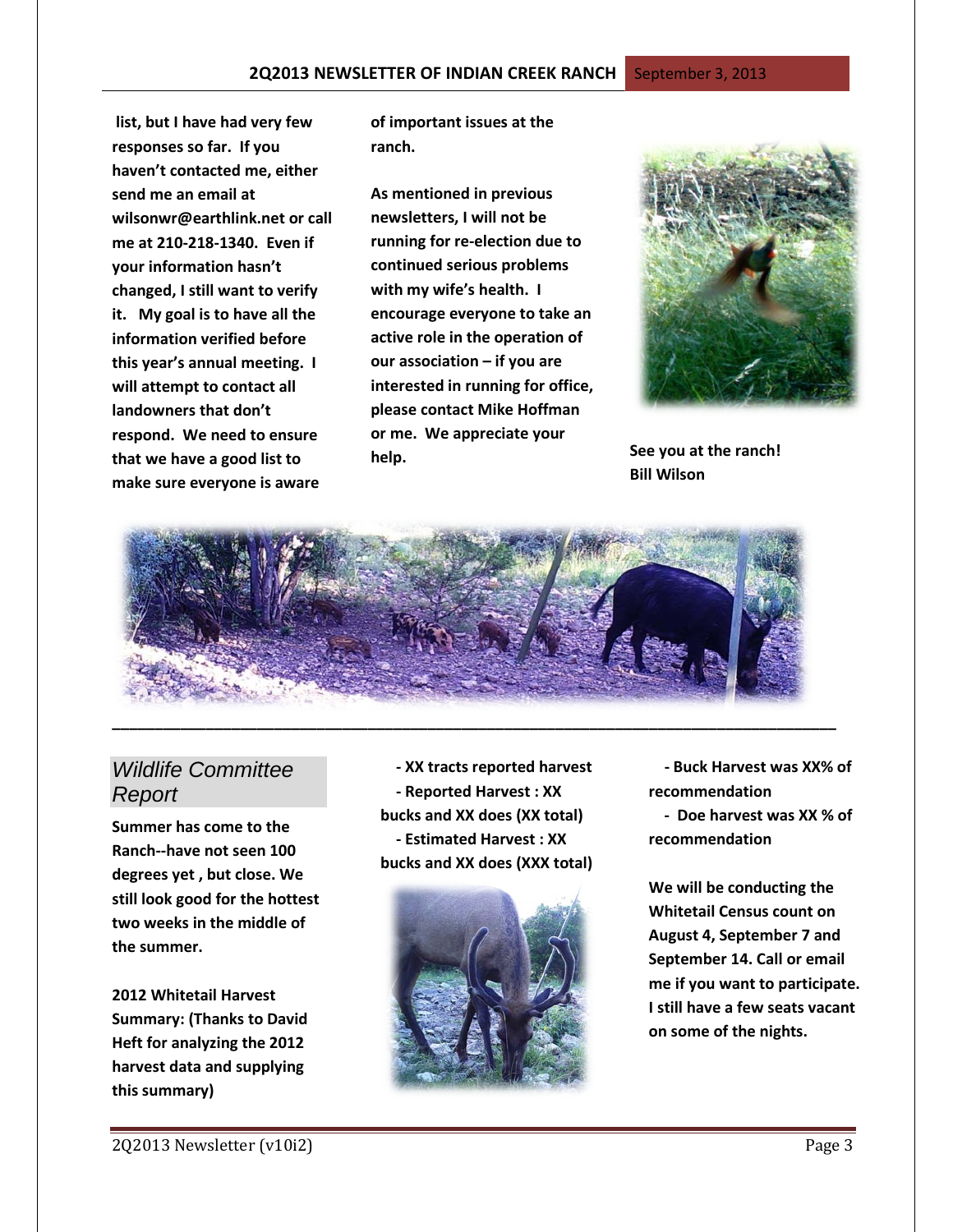list, but I have had very few responses so far. If you haven't contacted me, either send me an email at wilsonwr@earthlink.net or call me at 210-218-1340. Even if your information hasn't changed, I still want to verify it. My goal is to have all the information verified before this year's annual meeting. I will attempt to contact all landowners that don't respond. We need to ensure that we have a good list to make sure everyone is aware of important issues at the ranch.

As mentioned in previous newsletters, I will not be running for re-election due to continued serious problems with my wife's health. I encourage everyone to take an active role in the operation of our association – if you are interested in running for office, please contact Mike Hoffman or me. We appreciate your help.

See you at the ranch!
Bill Wilson

---

## *Wildlife Committee Report*

**Summer has come to the Ranch--have not seen 100 degrees yet , but close. We still look good for the hottest two weeks in the middle of the summer.**

**2012 Whitetail Harvest Summary: (Thanks to David Heft for analyzing the 2012 harvest data and supplying this summary)**

- XX tracts reported harvest
- Reported Harvest : XX bucks and XX does (XX total)
- Estimated Harvest : XX bucks and XX does (XXX total)
- Buck Harvest was XX% of recommendation
- Doe harvest was XX % of recommendation

**We will be conducting the Whitetail Census count on August 4, September 7 and September 14. Call or email me if you want to participate. I still have a few seats vacant on some of the nights.**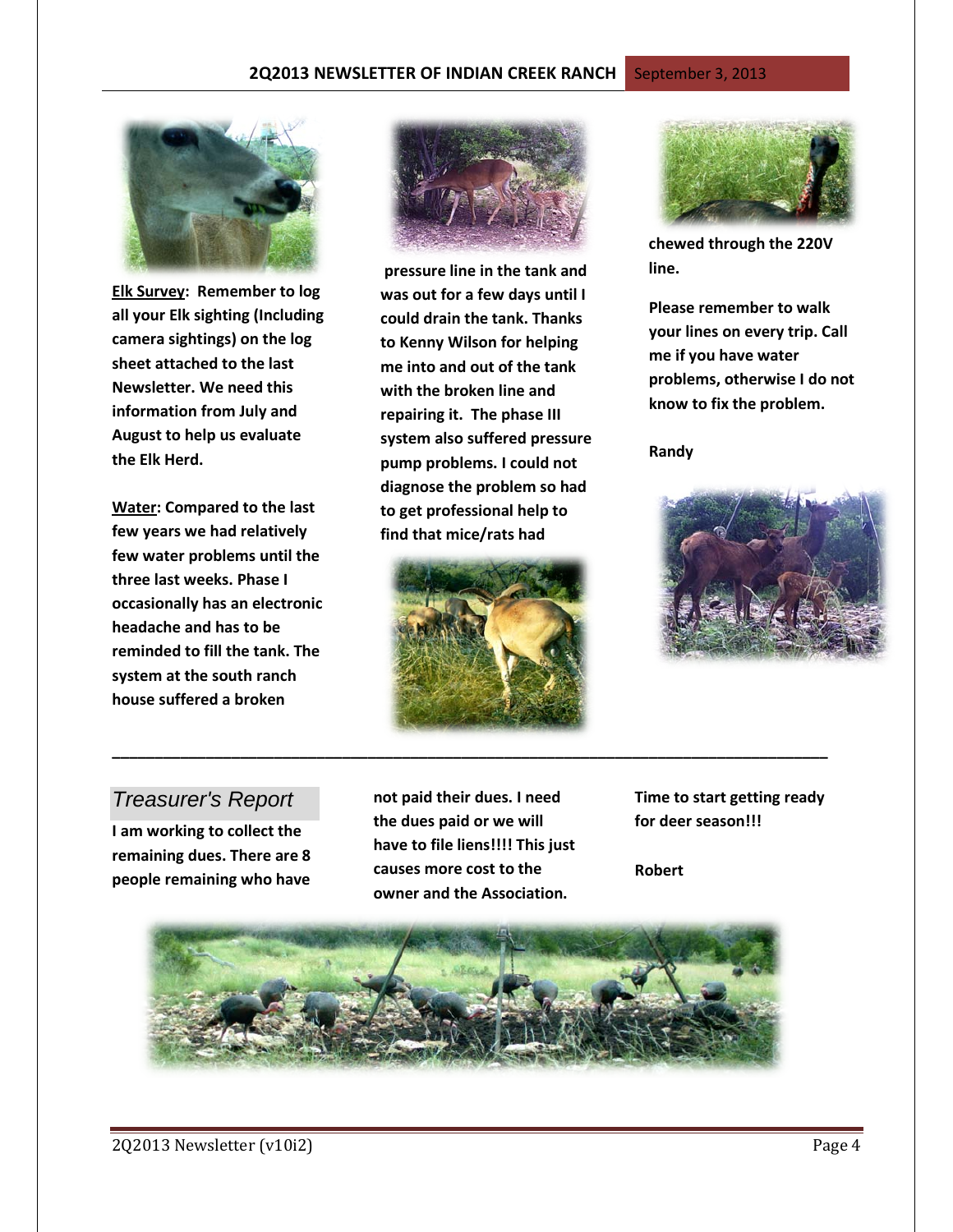**<u>Elk Survey</u>: Remember to log all your Elk sighting (Including camera sightings) on the log sheet attached to the last Newsletter. We need this information from July and August to help us evaluate the Elk Herd.**

**<u>Water</u>: Compared to the last few years we had relatively few water problems until the three last weeks. Phase I occasionally has an electronic headache and has to be reminded to fill the tank. The system at the south ranch house suffered a broken pressure line in the tank and was out for a few days until I could drain the tank. Thanks to Kenny Wilson for helping me into and out of the tank with the broken line and repairing it. The phase III system also suffered pressure pump problems. I could not diagnose the problem so had to get professional help to find that mice/rats had chewed through the 220V line.**

**Please remember to walk your lines on every trip. Call me if you have water problems, otherwise I do not know to fix the problem.**

**Randy**

---

## *Treasurer's Report*

**I am working to collect the remaining dues. There are 8 people remaining who have not paid their dues. I need the dues paid or we will have to file liens!!!! This just causes more cost to the owner and the Association.**

**Time to start getting ready for deer season!!!**

**Robert**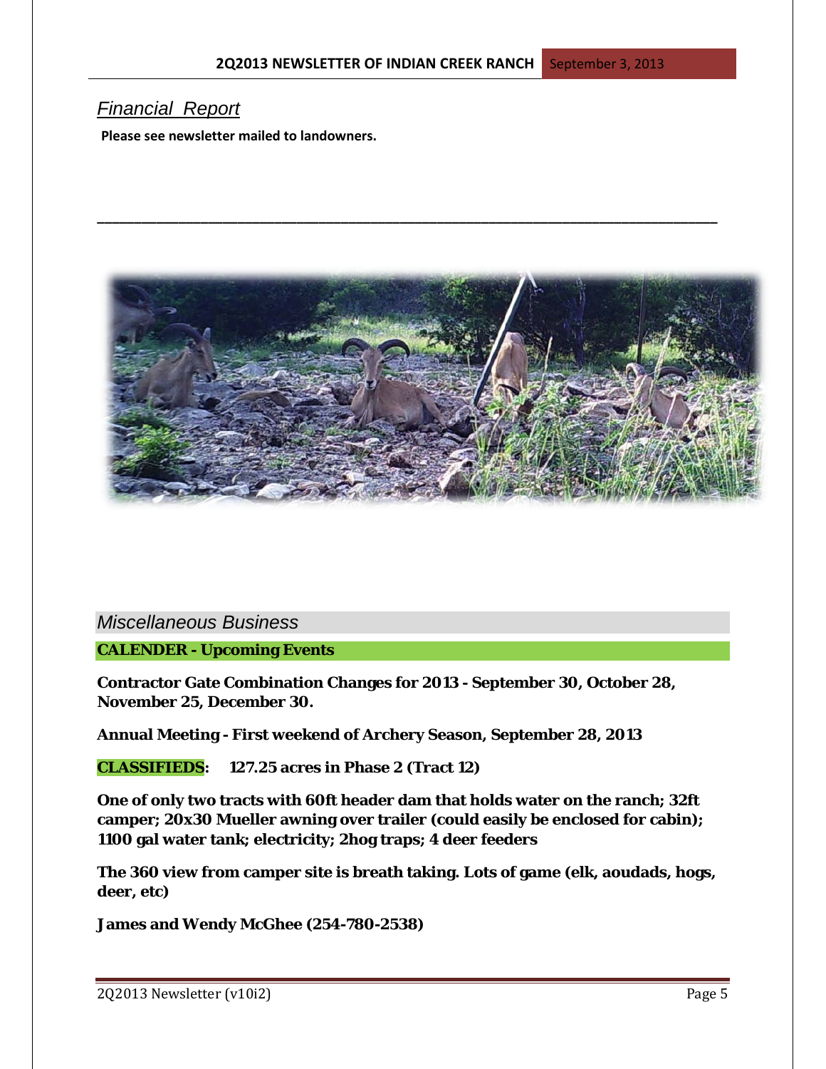## *Financial Report*

**Please see newsletter mailed to landowners.**

---

## *Miscellaneous Business*

**CALENDER - Upcoming Events**

**Contractor Gate Combination Changes for 2013 - September 30, October 28, November 25, December 30.**

**Annual Meeting - First weekend of Archery Season, September 28, 2013**

**CLASSIFIEDS: 127.25 acres in Phase 2 (Tract 12)**

**One of only two tracts with 60ft header dam that holds water on the ranch; 32ft camper; 20x30 Mueller awning over trailer (could easily be enclosed for cabin); 1100 gal water tank; electricity; 2hog traps; 4 deer feeders**

**The 360 view from camper site is breath taking. Lots of game (elk, aoudads, hogs, deer, etc)**

**James and Wendy McGhee (254-780-2538)**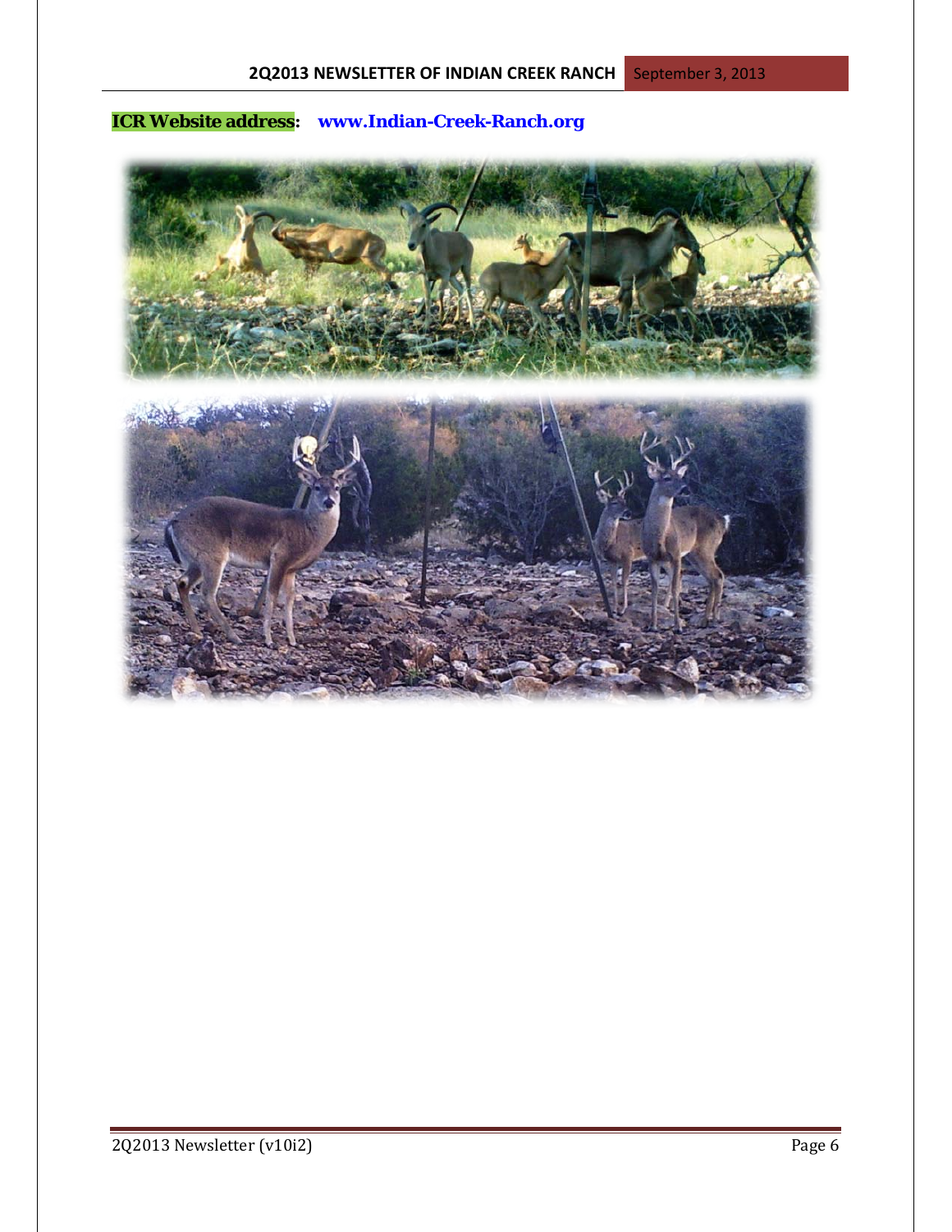**ICR Website address:** **www.Indian-Creek-Ranch.org**